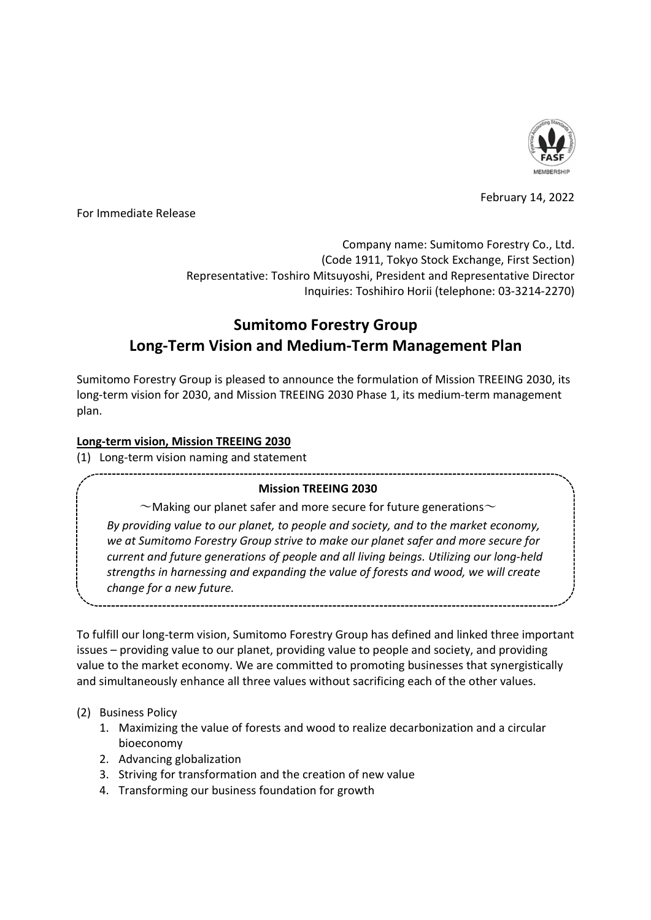February 14, 2022

For Immediate Release

Company name: Sumitomo Forestry Co., Ltd.
(Code 1911, Tokyo Stock Exchange, First Section)
Representative: Toshiro Mitsuyoshi, President and Representative Director
Inquiries: Toshihiro Horii (telephone: 03-3214-2270)

# Sumitomo Forestry Group Long-Term Vision and Medium-Term Management Plan

Sumitomo Forestry Group is pleased to announce the formulation of Mission TREEING 2030, its long-term vision for 2030, and Mission TREEING 2030 Phase 1, its medium-term management plan.

**Long-term vision, Mission TREEING 2030**

(1) Long-term vision naming and statement

**Mission TREEING 2030**

～Making our planet safer and more secure for future generations～

*By providing value to our planet, to people and society, and to the market economy, we at Sumitomo Forestry Group strive to make our planet safer and more secure for current and future generations of people and all living beings. Utilizing our long-held strengths in harnessing and expanding the value of forests and wood, we will create change for a new future.*

To fulfill our long-term vision, Sumitomo Forestry Group has defined and linked three important issues – providing value to our planet, providing value to people and society, and providing value to the market economy. We are committed to promoting businesses that synergistically and simultaneously enhance all three values without sacrificing each of the other values.

(2) Business Policy

1. Maximizing the value of forests and wood to realize decarbonization and a circular bioeconomy
2. Advancing globalization
3. Striving for transformation and the creation of new value
4. Transforming our business foundation for growth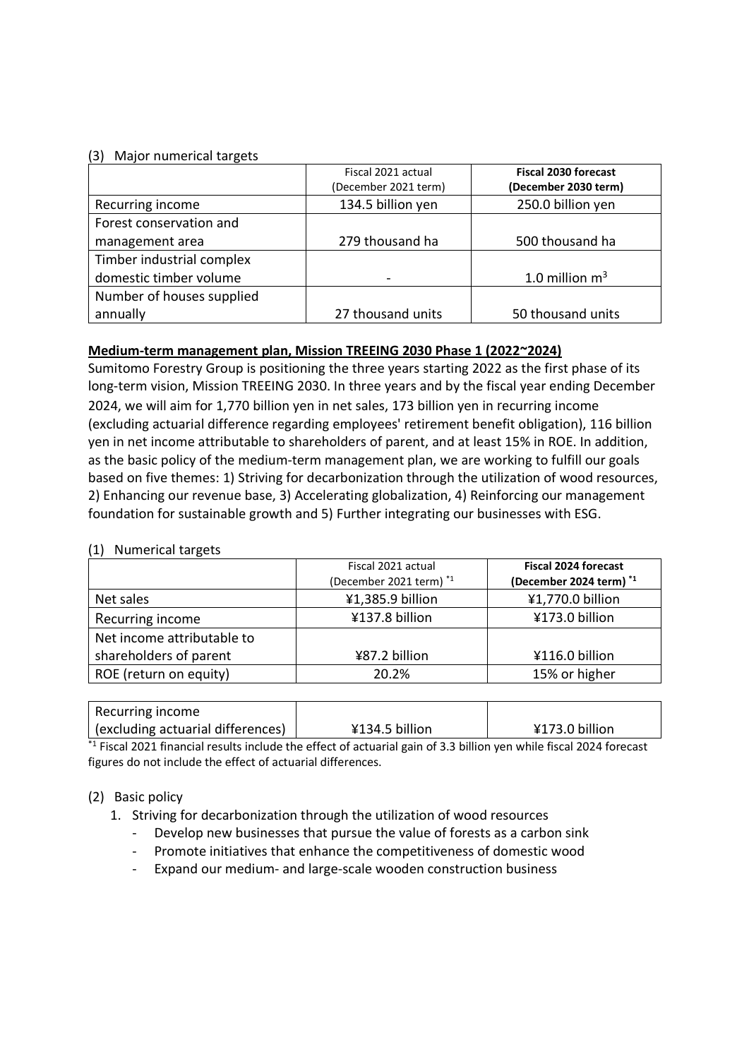(3) Major numerical targets

| | Fiscal 2021 actual (December 2021 term) | **Fiscal 2030 forecast (December 2030 term)** |
|---|---|---|
| Recurring income | 134.5 billion yen | 250.0 billion yen |
| Forest conservation and management area | 279 thousand ha | 500 thousand ha |
| Timber industrial complex domestic timber volume | - | 1.0 million $m^3$ |
| Number of houses supplied annually | 27 thousand units | 50 thousand units |

**Medium-term management plan, Mission TREEING 2030 Phase 1 (2022~2024)**

Sumitomo Forestry Group is positioning the three years starting 2022 as the first phase of its long-term vision, Mission TREEING 2030. In three years and by the fiscal year ending December 2024, we will aim for 1,770 billion yen in net sales, 173 billion yen in recurring income (excluding actuarial difference regarding employees' retirement benefit obligation), 116 billion yen in net income attributable to shareholders of parent, and at least 15% in ROE. In addition, as the basic policy of the medium-term management plan, we are working to fulfill our goals based on five themes: 1) Striving for decarbonization through the utilization of wood resources, 2) Enhancing our revenue base, 3) Accelerating globalization, 4) Reinforcing our management foundation for sustainable growth and 5) Further integrating our businesses with ESG.

(1) Numerical targets

| | Fiscal 2021 actual (December 2021 term) [*1] | **Fiscal 2024 forecast (December 2024 term) [*1]** |
|---|---|---|
| Net sales | ¥1,385.9 billion | ¥1,770.0 billion |
| Recurring income | ¥137.8 billion | ¥173.0 billion |
| Net income attributable to shareholders of parent | ¥87.2 billion | ¥116.0 billion |
| ROE (return on equity) | 20.2% | 15% or higher |
| Recurring income (excluding actuarial differences) | ¥134.5 billion | ¥173.0 billion |

[*1] Fiscal 2021 financial results include the effect of actuarial gain of 3.3 billion yen while fiscal 2024 forecast figures do not include the effect of actuarial differences.

(2) Basic policy

1. Striving for decarbonization through the utilization of wood resources
   - Develop new businesses that pursue the value of forests as a carbon sink
   - Promote initiatives that enhance the competitiveness of domestic wood
   - Expand our medium- and large-scale wooden construction business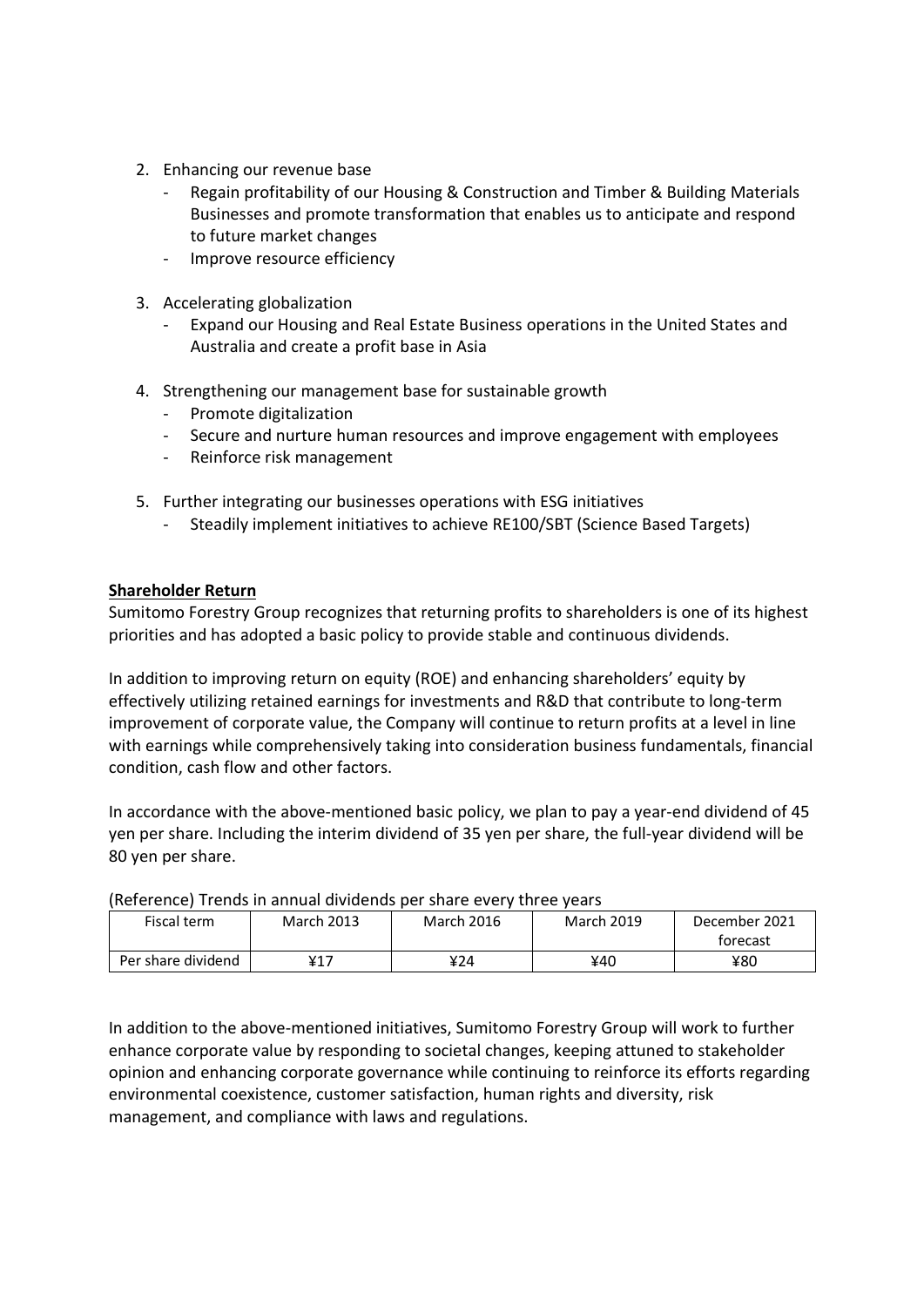2. Enhancing our revenue base
   - Regain profitability of our Housing & Construction and Timber & Building Materials Businesses and promote transformation that enables us to anticipate and respond to future market changes
   - Improve resource efficiency

3. Accelerating globalization
   - Expand our Housing and Real Estate Business operations in the United States and Australia and create a profit base in Asia

4. Strengthening our management base for sustainable growth
   - Promote digitalization
   - Secure and nurture human resources and improve engagement with employees
   - Reinforce risk management

5. Further integrating our businesses operations with ESG initiatives
   - Steadily implement initiatives to achieve RE100/SBT (Science Based Targets)

**Shareholder Return**

Sumitomo Forestry Group recognizes that returning profits to shareholders is one of its highest priorities and has adopted a basic policy to provide stable and continuous dividends.

In addition to improving return on equity (ROE) and enhancing shareholders' equity by effectively utilizing retained earnings for investments and R&D that contribute to long-term improvement of corporate value, the Company will continue to return profits at a level in line with earnings while comprehensively taking into consideration business fundamentals, financial condition, cash flow and other factors.

In accordance with the above-mentioned basic policy, we plan to pay a year-end dividend of 45 yen per share. Including the interim dividend of 35 yen per share, the full-year dividend will be 80 yen per share.

(Reference) Trends in annual dividends per share every three years

| Fiscal term | March 2013 | March 2016 | March 2019 | December 2021 forecast |
|---|---|---|---|---|
| Per share dividend | ¥17 | ¥24 | ¥40 | ¥80 |

In addition to the above-mentioned initiatives, Sumitomo Forestry Group will work to further enhance corporate value by responding to societal changes, keeping attuned to stakeholder opinion and enhancing corporate governance while continuing to reinforce its efforts regarding environmental coexistence, customer satisfaction, human rights and diversity, risk management, and compliance with laws and regulations.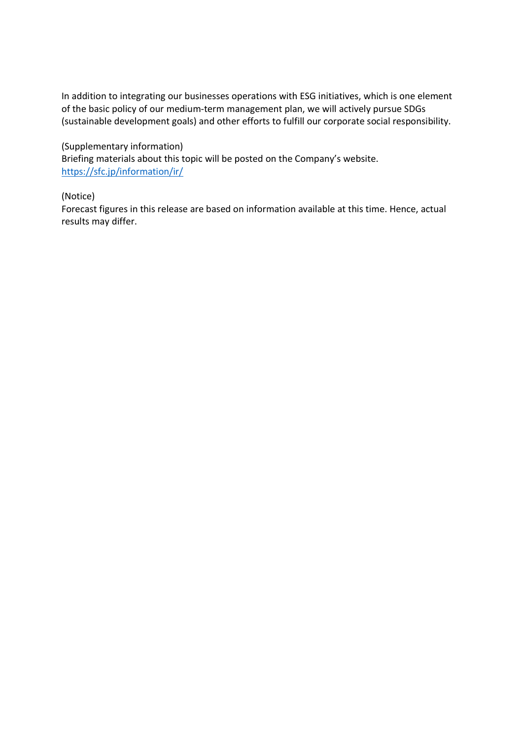In addition to integrating our businesses operations with ESG initiatives, which is one element of the basic policy of our medium-term management plan, we will actively pursue SDGs (sustainable development goals) and other efforts to fulfill our corporate social responsibility.

(Supplementary information)
Briefing materials about this topic will be posted on the Company's website.
https://sfc.jp/information/ir/

(Notice)
Forecast figures in this release are based on information available at this time. Hence, actual results may differ.